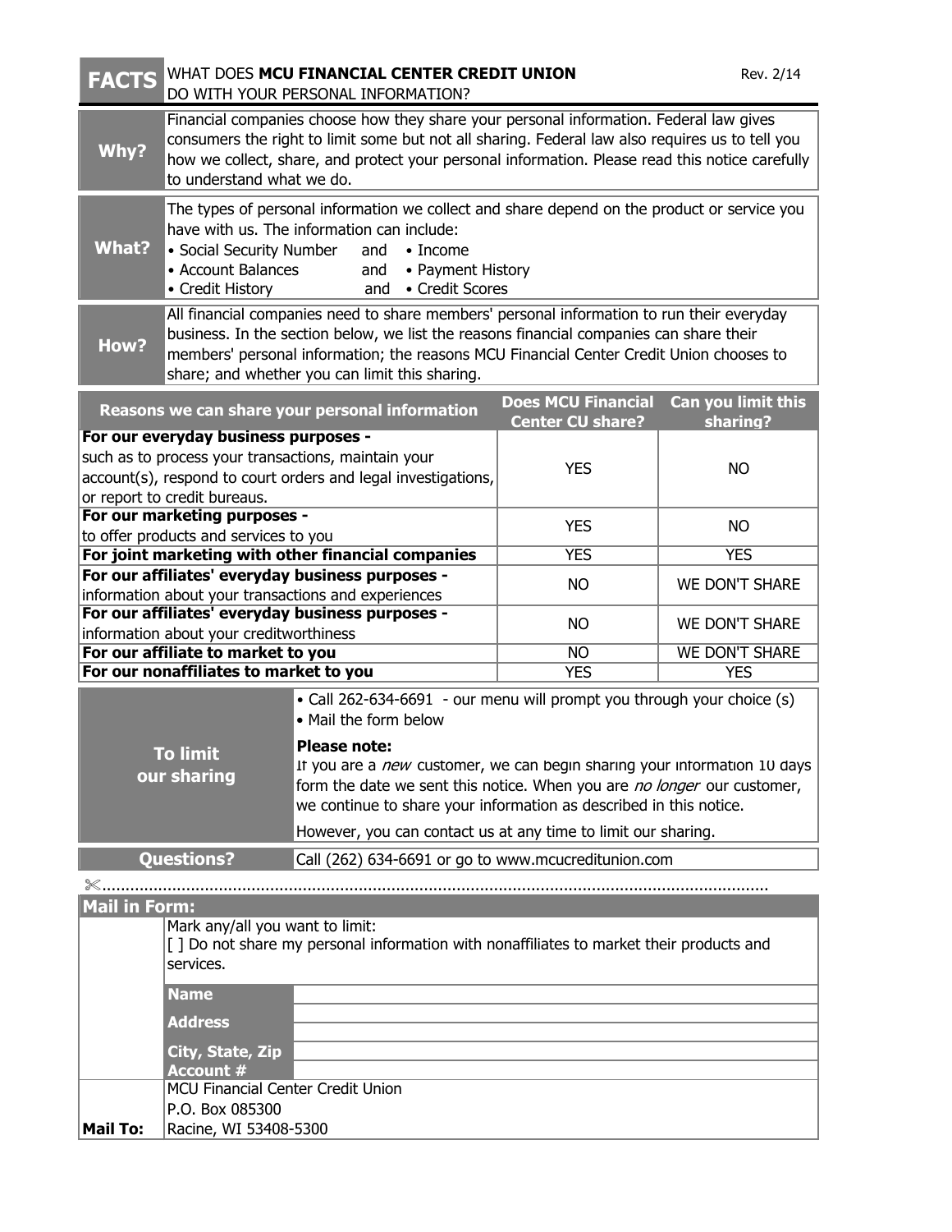| FACTS | WHAT DOES **MCU FINANCIAL CENTER CREDIT UNION** DO WITH YOUR PERSONAL INFORMATION? | Rev. 2/14 |
|---|---|---|

| | |
|---|---|
| **Why?** | Financial companies choose how they share your personal information. Federal law gives consumers the right to limit some but not all sharing. Federal law also requires us to tell you how we collect, share, and protect your personal information. Please read this notice carefully to understand what we do. |
| **What?** | The types of personal information we collect and share depend on the product or service you have with us. The information can include:<br>• Social Security Number and • Income<br>• Account Balances and • Payment History<br>• Credit History and • Credit Scores |
| **How?** | All financial companies need to share members' personal information to run their everyday business. In the section below, we list the reasons financial companies can share their members' personal information; the reasons MCU Financial Center Credit Union chooses to share; and whether you can limit this sharing. |

| Reasons we can share your personal information | Does MCU Financial Center CU share? | Can you limit this sharing? |
|---|---|---|
| **For our everyday business purposes -** such as to process your transactions, maintain your account(s), respond to court orders and legal investigations, or report to credit bureaus. | YES | NO |
| **For our marketing purposes -** to offer products and services to you | YES | NO |
| **For joint marketing with other financial companies** | YES | YES |
| **For our affiliates' everyday business purposes -** information about your transactions and experiences | NO | WE DON'T SHARE |
| **For our affiliates' everyday business purposes -** information about your creditworthiness | NO | WE DON'T SHARE |
| **For our affiliate to market to you** | NO | WE DON'T SHARE |
| **For our nonaffiliates to market to you** | YES | YES |

| | |
|---|---|
| **To limit our sharing** | • Call 262-634-6691 - our menu will prompt you through your choice (s)<br>• Mail the form below<br><br>**Please note:**<br>If you are a *new* customer, we can begin sharing your information 10 days form the date we sent this notice. When you are *no longer* our customer, we continue to share your information as described in this notice.<br><br>However, you can contact us at any time to limit our sharing. |
| **Questions?** | Call (262) 634-6691 or go to www.mcucreditunion.com |

✂..............................................................................................................................................

**Mail in Form:**

Mark any/all you want to limit:
[ ] Do not share my personal information with nonaffiliates to market their products and services.

| | |
|---|---|
| **Name** | |
| **Address** | |
| | |
| **City, State, Zip** | |
| **Account #** | |

**Mail To:** MCU Financial Center Credit Union
P.O. Box 085300
Racine, WI 53408-5300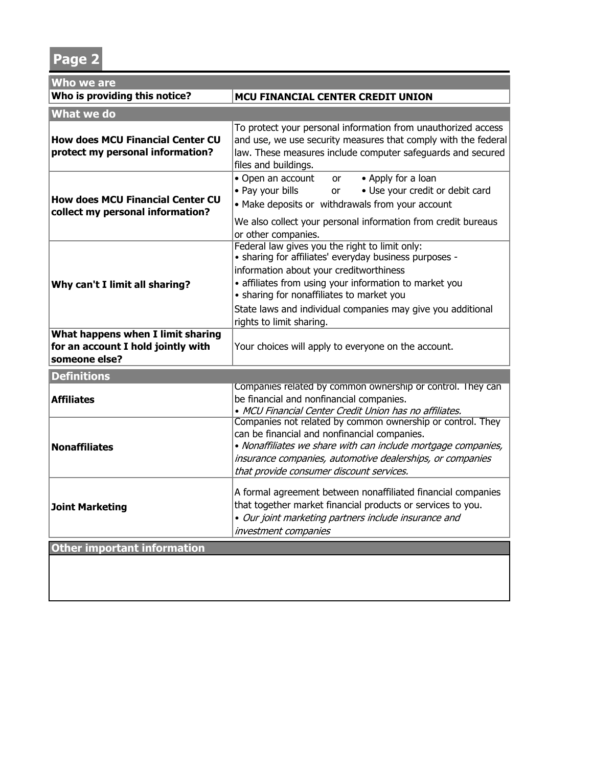## Page 2

| Who we are | |
|---|---|
| **Who is providing this notice?** | **MCU FINANCIAL CENTER CREDIT UNION** |

| What we do | |
|---|---|
| **How does MCU Financial Center CU protect my personal information?** | To protect your personal information from unauthorized access and use, we use security measures that comply with the federal law. These measures include computer safeguards and secured files and buildings. |
| **How does MCU Financial Center CU collect my personal information?** | • Open an account or • Apply for a loan<br>• Pay your bills or • Use your credit or debit card<br>• Make deposits or withdrawals from your account<br><br>We also collect your personal information from credit bureaus or other companies. |
| **Why can't I limit all sharing?** | Federal law gives you the right to limit only:<br>• sharing for affiliates' everyday business purposes - information about your creditworthiness<br>• affiliates from using your information to market you<br>• sharing for nonaffiliates to market you<br><br>State laws and individual companies may give you additional rights to limit sharing. |
| **What happens when I limit sharing for an account I hold jointly with someone else?** | Your choices will apply to everyone on the account. |

| Definitions | |
|---|---|
| **Affiliates** | Companies related by common ownership or control. They can be financial and nonfinancial companies.<br>• *MCU Financial Center Credit Union has no affiliates.* |
| **Nonaffiliates** | Companies not related by common ownership or control. They can be financial and nonfinancial companies.<br>• *Nonaffiliates we share with can include mortgage companies, insurance companies, automotive dealerships, or companies that provide consumer discount services.* |
| **Joint Marketing** | A formal agreement between nonaffiliated financial companies that together market financial products or services to you.<br>• *Our joint marketing partners include insurance and investment companies* |

| Other important information |
|---|
| |